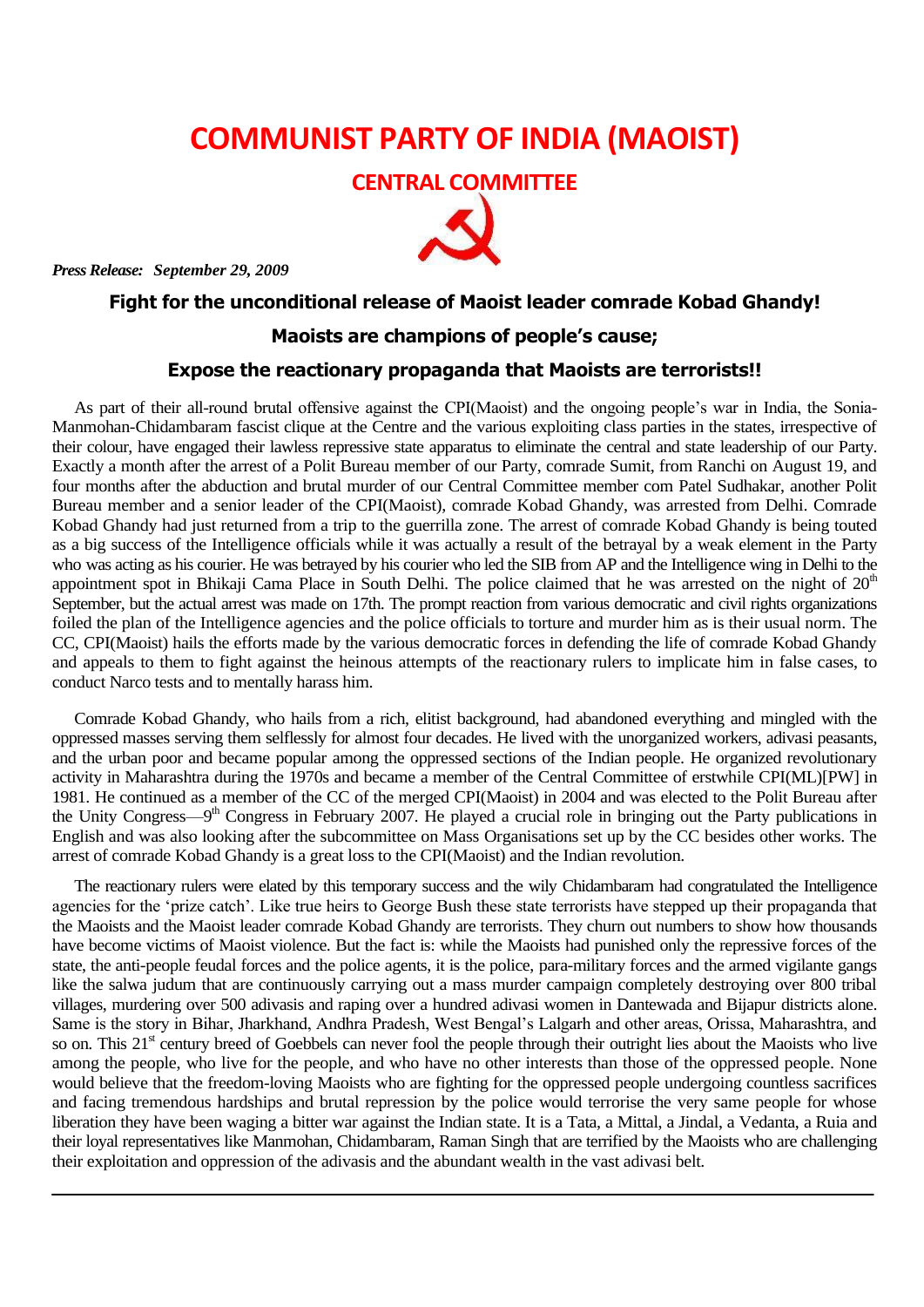# COMMUNIST PARTY OF INDIA (MAOIST)

## CENTRAL COMMITTEE

***Press Release: September 29, 2009***

### Fight for the unconditional release of Maoist leader comrade Kobad Ghandy!

### Maoists are champions of people's cause;

### Expose the reactionary propaganda that Maoists are terrorists!!

As part of their all-round brutal offensive against the CPI(Maoist) and the ongoing people's war in India, the Sonia-Manmohan-Chidambaram fascist clique at the Centre and the various exploiting class parties in the states, irrespective of their colour, have engaged their lawless repressive state apparatus to eliminate the central and state leadership of our Party. Exactly a month after the arrest of a Polit Bureau member of our Party, comrade Sumit, from Ranchi on August 19, and four months after the abduction and brutal murder of our Central Committee member com Patel Sudhakar, another Polit Bureau member and a senior leader of the CPI(Maoist), comrade Kobad Ghandy, was arrested from Delhi. Comrade Kobad Ghandy had just returned from a trip to the guerrilla zone. The arrest of comrade Kobad Ghandy is being touted as a big success of the Intelligence officials while it was actually a result of the betrayal by a weak element in the Party who was acting as his courier. He was betrayed by his courier who led the SIB from AP and the Intelligence wing in Delhi to the appointment spot in Bhikaji Cama Place in South Delhi. The police claimed that he was arrested on the night of 20th September, but the actual arrest was made on 17th. The prompt reaction from various democratic and civil rights organizations foiled the plan of the Intelligence agencies and the police officials to torture and murder him as is their usual norm. The CC, CPI(Maoist) hails the efforts made by the various democratic forces in defending the life of comrade Kobad Ghandy and appeals to them to fight against the heinous attempts of the reactionary rulers to implicate him in false cases, to conduct Narco tests and to mentally harass him.

Comrade Kobad Ghandy, who hails from a rich, elitist background, had abandoned everything and mingled with the oppressed masses serving them selflessly for almost four decades. He lived with the unorganized workers, adivasi peasants, and the urban poor and became popular among the oppressed sections of the Indian people. He organized revolutionary activity in Maharashtra during the 1970s and became a member of the Central Committee of erstwhile CPI(ML)[PW] in 1981. He continued as a member of the CC of the merged CPI(Maoist) in 2004 and was elected to the Polit Bureau after the Unity Congress—9th Congress in February 2007. He played a crucial role in bringing out the Party publications in English and was also looking after the subcommittee on Mass Organisations set up by the CC besides other works. The arrest of comrade Kobad Ghandy is a great loss to the CPI(Maoist) and the Indian revolution.

The reactionary rulers were elated by this temporary success and the wily Chidambaram had congratulated the Intelligence agencies for the 'prize catch'. Like true heirs to George Bush these state terrorists have stepped up their propaganda that the Maoists and the Maoist leader comrade Kobad Ghandy are terrorists. They churn out numbers to show how thousands have become victims of Maoist violence. But the fact is: while the Maoists had punished only the repressive forces of the state, the anti-people feudal forces and the police agents, it is the police, para-military forces and the armed vigilante gangs like the salwa judum that are continuously carrying out a mass murder campaign completely destroying over 800 tribal villages, murdering over 500 adivasis and raping over a hundred adivasi women in Dantewada and Bijapur districts alone. Same is the story in Bihar, Jharkhand, Andhra Pradesh, West Bengal's Lalgarh and other areas, Orissa, Maharashtra, and so on. This 21st century breed of Goebbels can never fool the people through their outright lies about the Maoists who live among the people, who live for the people, and who have no other interests than those of the oppressed people. None would believe that the freedom-loving Maoists who are fighting for the oppressed people undergoing countless sacrifices and facing tremendous hardships and brutal repression by the police would terrorise the very same people for whose liberation they have been waging a bitter war against the Indian state. It is a Tata, a Mittal, a Jindal, a Vedanta, a Ruia and their loyal representatives like Manmohan, Chidambaram, Raman Singh that are terrified by the Maoists who are challenging their exploitation and oppression of the adivasis and the abundant wealth in the vast adivasi belt.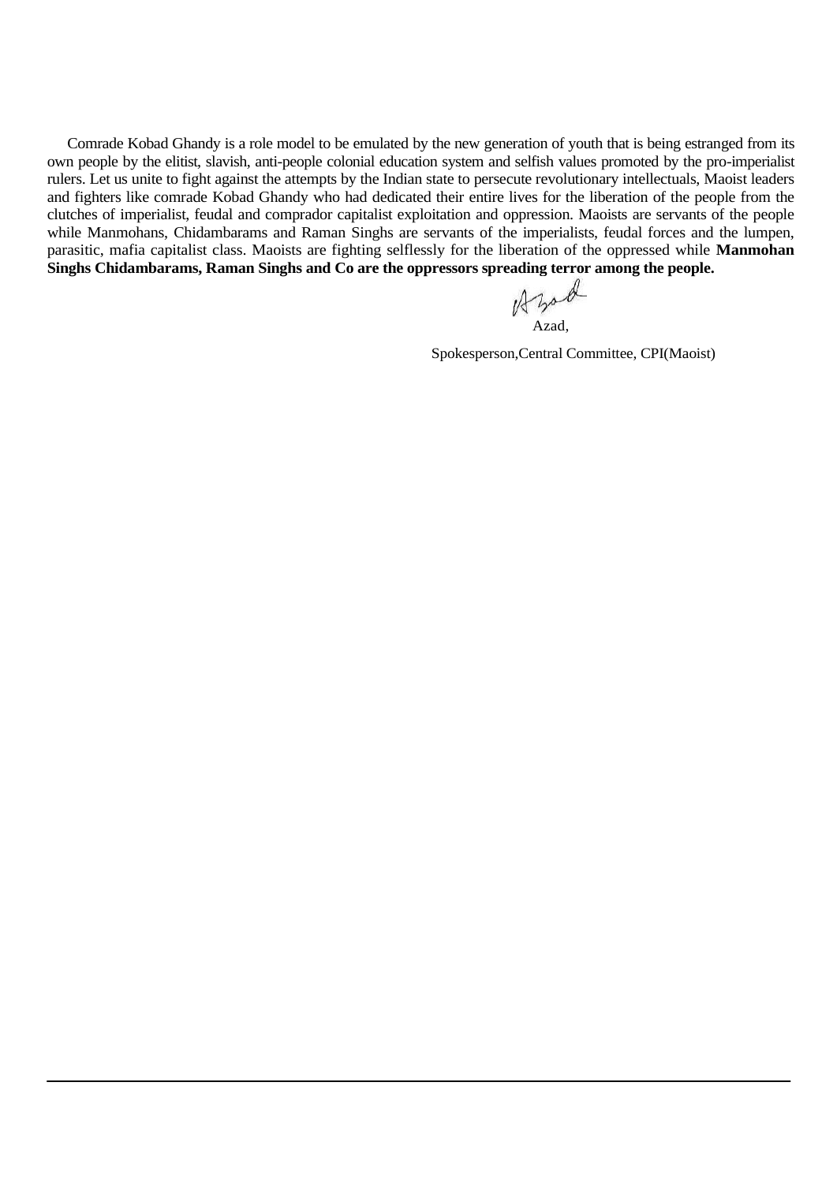Comrade Kobad Ghandy is a role model to be emulated by the new generation of youth that is being estranged from its own people by the elitist, slavish, anti-people colonial education system and selfish values promoted by the pro-imperialist rulers. Let us unite to fight against the attempts by the Indian state to persecute revolutionary intellectuals, Maoist leaders and fighters like comrade Kobad Ghandy who had dedicated their entire lives for the liberation of the people from the clutches of imperialist, feudal and comprador capitalist exploitation and oppression. Maoists are servants of the people while Manmohans, Chidambarams and Raman Singhs are servants of the imperialists, feudal forces and the lumpen, parasitic, mafia capitalist class. Maoists are fighting selflessly for the liberation of the oppressed while **Manmohan Singhs Chidambarams, Raman Singhs and Co are the oppressors spreading terror among the people.**

Azad,

Spokesperson,Central Committee, CPI(Maoist)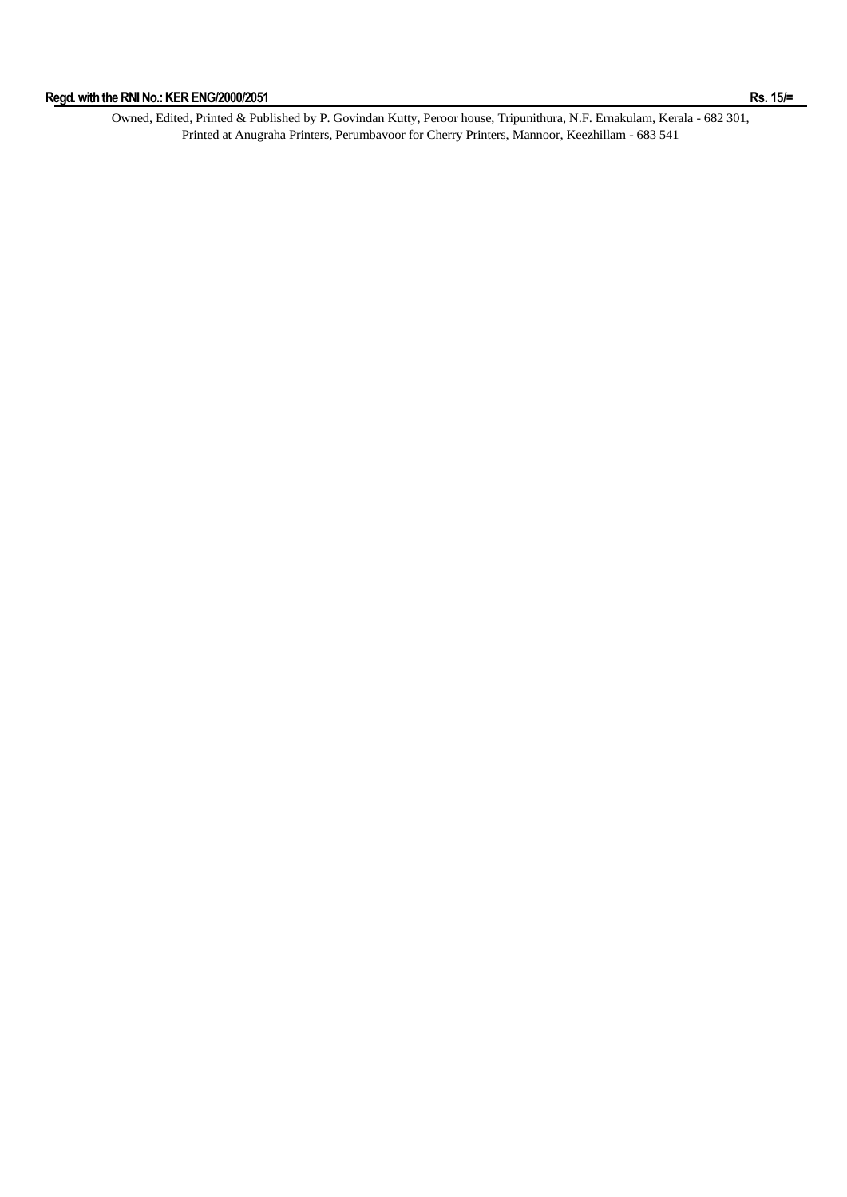**Regd. with the RNI No.: KER ENG/2000/2051** **Rs. 15/=**

Owned, Edited, Printed & Published by P. Govindan Kutty, Peroor house, Tripunithura, N.F. Ernakulam, Kerala - 682 301,
Printed at Anugraha Printers, Perumbavoor for Cherry Printers, Mannoor, Keezhillam - 683 541